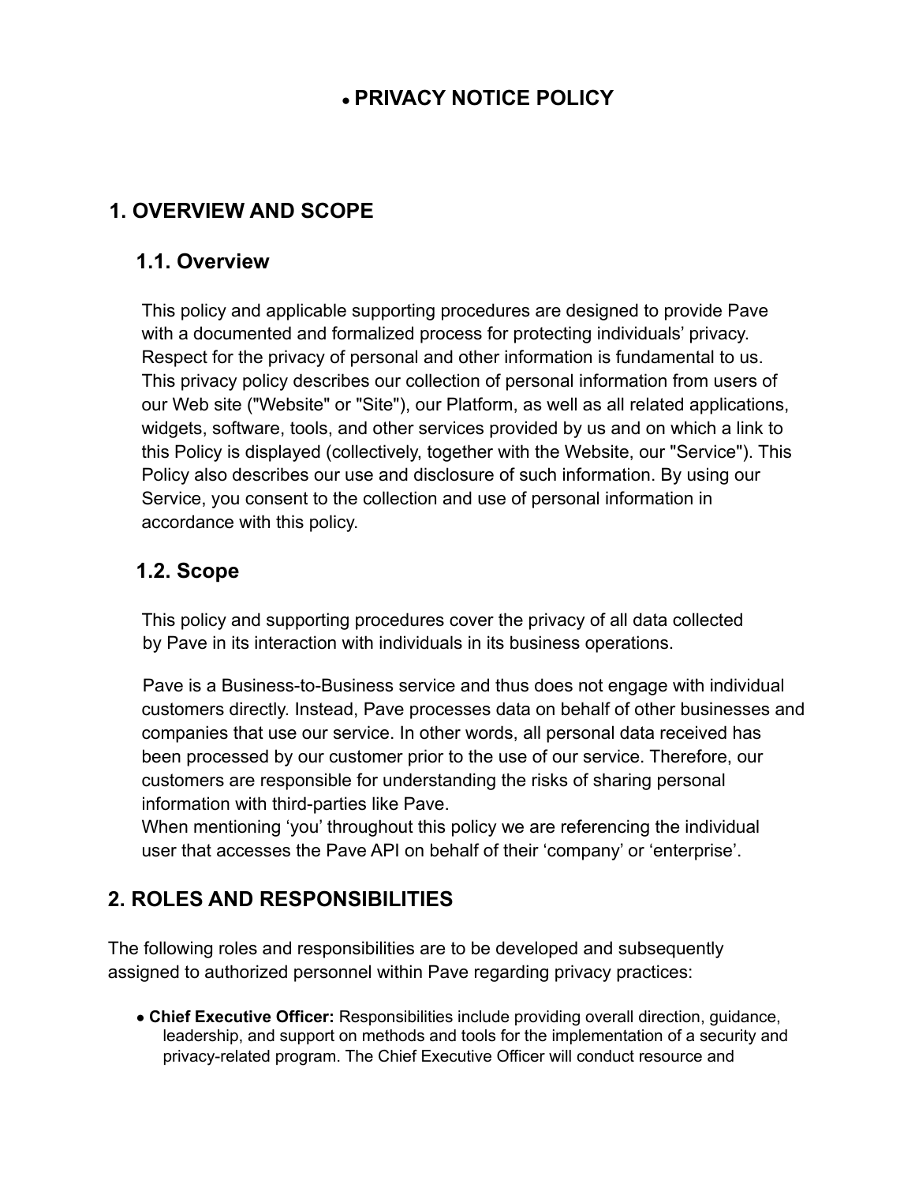# PRIVACY NOTICE POLICY

## 1. OVERVIEW AND SCOPE

### 1.1. Overview

This policy and applicable supporting procedures are designed to provide Pave with a documented and formalized process for protecting individuals' privacy. Respect for the privacy of personal and other information is fundamental to us. This privacy policy describes our collection of personal information from users of our Web site ("Website" or "Site"), our Platform, as well as all related applications, widgets, software, tools, and other services provided by us and on which a link to this Policy is displayed (collectively, together with the Website, our "Service"). This Policy also describes our use and disclosure of such information. By using our Service, you consent to the collection and use of personal information in accordance with this policy.

### 1.2. Scope

This policy and supporting procedures cover the privacy of all data collected by Pave in its interaction with individuals in its business operations.

Pave is a Business-to-Business service and thus does not engage with individual customers directly. Instead, Pave processes data on behalf of other businesses and companies that use our service. In other words, all personal data received has been processed by our customer prior to the use of our service. Therefore, our customers are responsible for understanding the risks of sharing personal information with third-parties like Pave.
When mentioning 'you' throughout this policy we are referencing the individual user that accesses the Pave API on behalf of their 'company' or 'enterprise'.

## 2. ROLES AND RESPONSIBILITIES

The following roles and responsibilities are to be developed and subsequently assigned to authorized personnel within Pave regarding privacy practices:

- **Chief Executive Officer:** Responsibilities include providing overall direction, guidance, leadership, and support on methods and tools for the implementation of a security and privacy-related program. The Chief Executive Officer will conduct resource and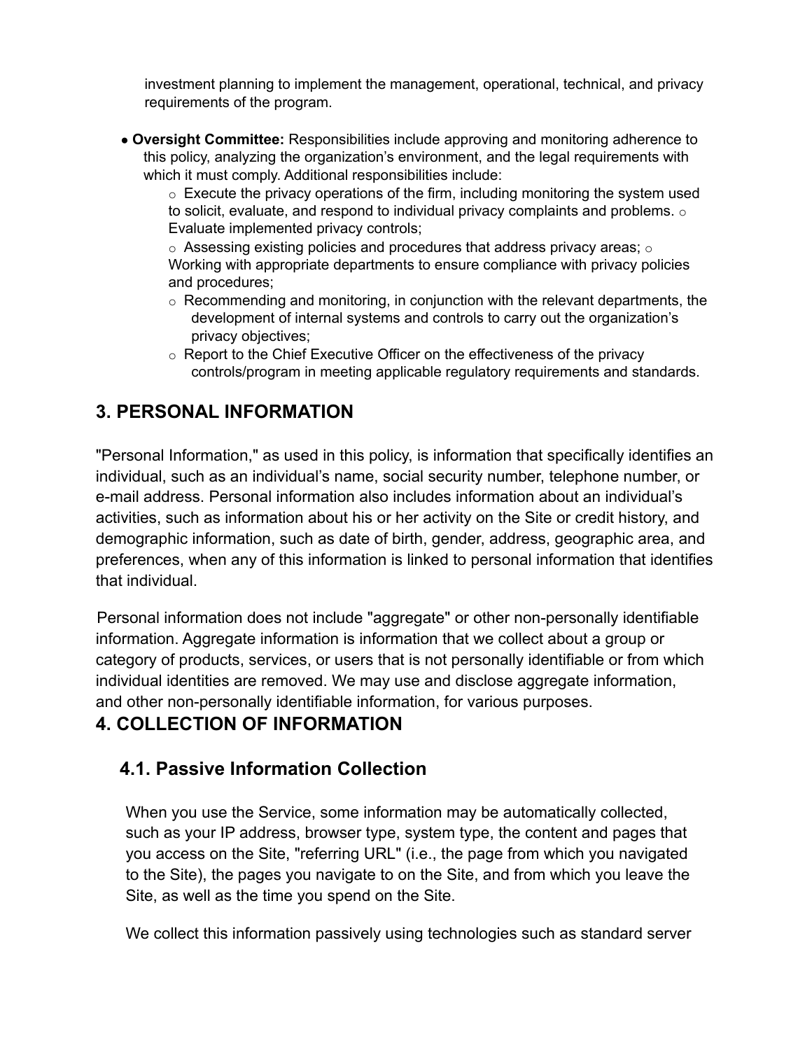investment planning to implement the management, operational, technical, and privacy requirements of the program.

- **Oversight Committee:** Responsibilities include approving and monitoring adherence to this policy, analyzing the organization's environment, and the legal requirements with which it must comply. Additional responsibilities include:
  - Execute the privacy operations of the firm, including monitoring the system used to solicit, evaluate, and respond to individual privacy complaints and problems.
  - Evaluate implemented privacy controls;
  - Assessing existing policies and procedures that address privacy areas;
  - Working with appropriate departments to ensure compliance with privacy policies and procedures;
  - Recommending and monitoring, in conjunction with the relevant departments, the development of internal systems and controls to carry out the organization's privacy objectives;
  - Report to the Chief Executive Officer on the effectiveness of the privacy controls/program in meeting applicable regulatory requirements and standards.

## 3. PERSONAL INFORMATION

"Personal Information," as used in this policy, is information that specifically identifies an individual, such as an individual's name, social security number, telephone number, or e-mail address. Personal information also includes information about an individual's activities, such as information about his or her activity on the Site or credit history, and demographic information, such as date of birth, gender, address, geographic area, and preferences, when any of this information is linked to personal information that identifies that individual.

Personal information does not include "aggregate" or other non-personally identifiable information. Aggregate information is information that we collect about a group or category of products, services, or users that is not personally identifiable or from which individual identities are removed. We may use and disclose aggregate information, and other non-personally identifiable information, for various purposes.

## 4. COLLECTION OF INFORMATION

### 4.1. Passive Information Collection

When you use the Service, some information may be automatically collected, such as your IP address, browser type, system type, the content and pages that you access on the Site, "referring URL" (i.e., the page from which you navigated to the Site), the pages you navigate to on the Site, and from which you leave the Site, as well as the time you spend on the Site.

We collect this information passively using technologies such as standard server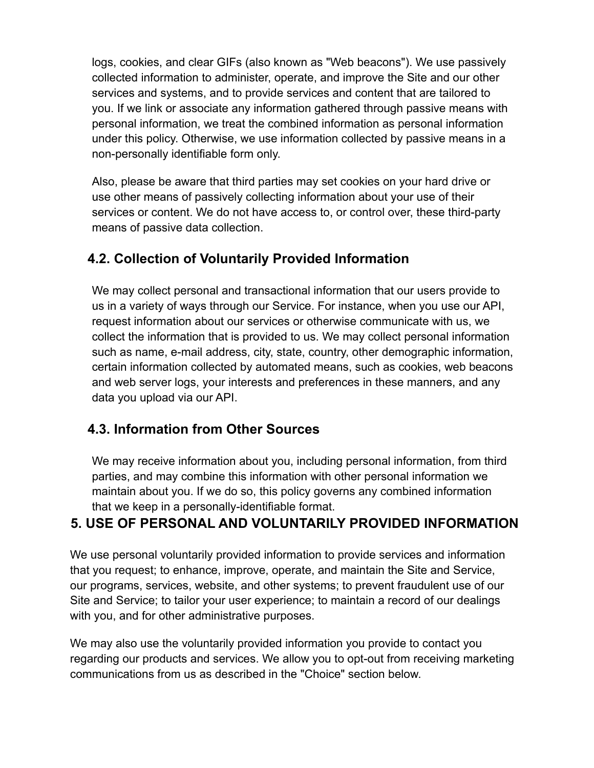logs, cookies, and clear GIFs (also known as "Web beacons"). We use passively collected information to administer, operate, and improve the Site and our other services and systems, and to provide services and content that are tailored to you. If we link or associate any information gathered through passive means with personal information, we treat the combined information as personal information under this policy. Otherwise, we use information collected by passive means in a non-personally identifiable form only.

Also, please be aware that third parties may set cookies on your hard drive or use other means of passively collecting information about your use of their services or content. We do not have access to, or control over, these third-party means of passive data collection.

### 4.2. Collection of Voluntarily Provided Information

We may collect personal and transactional information that our users provide to us in a variety of ways through our Service. For instance, when you use our API, request information about our services or otherwise communicate with us, we collect the information that is provided to us. We may collect personal information such as name, e-mail address, city, state, country, other demographic information, certain information collected by automated means, such as cookies, web beacons and web server logs, your interests and preferences in these manners, and any data you upload via our API.

### 4.3. Information from Other Sources

We may receive information about you, including personal information, from third parties, and may combine this information with other personal information we maintain about you. If we do so, this policy governs any combined information that we keep in a personally-identifiable format.

## 5. USE OF PERSONAL AND VOLUNTARILY PROVIDED INFORMATION

We use personal voluntarily provided information to provide services and information that you request; to enhance, improve, operate, and maintain the Site and Service, our programs, services, website, and other systems; to prevent fraudulent use of our Site and Service; to tailor your user experience; to maintain a record of our dealings with you, and for other administrative purposes.

We may also use the voluntarily provided information you provide to contact you regarding our products and services. We allow you to opt-out from receiving marketing communications from us as described in the "Choice" section below.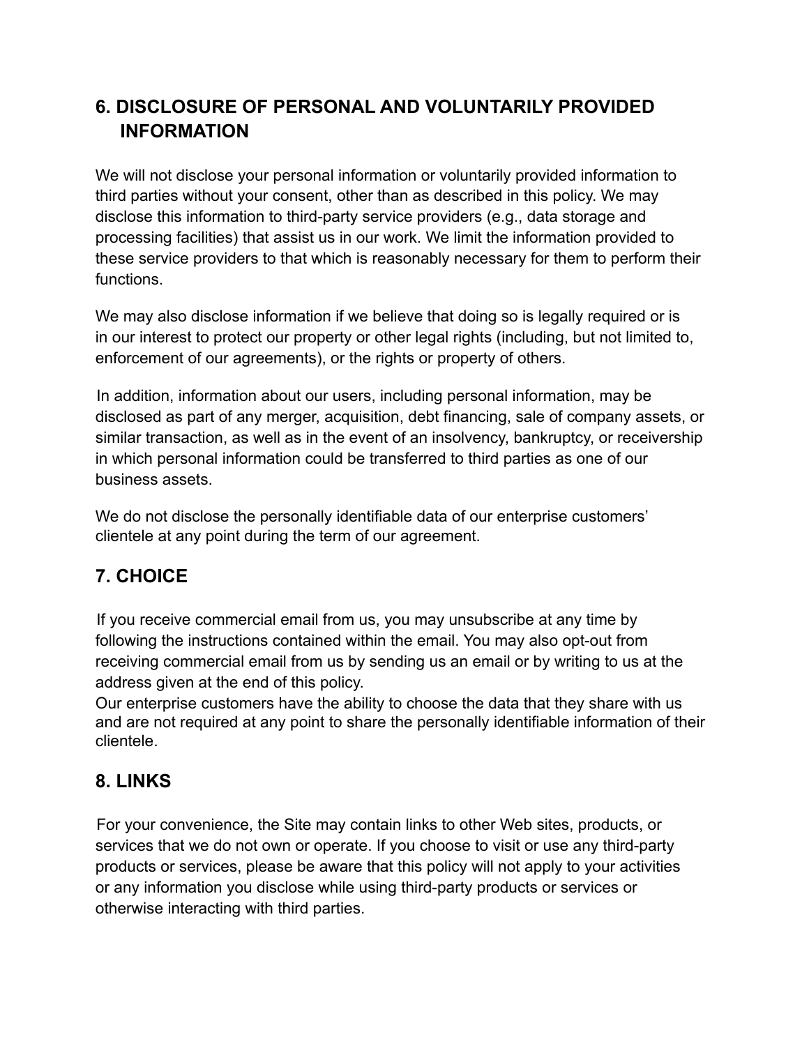## 6. DISCLOSURE OF PERSONAL AND VOLUNTARILY PROVIDED INFORMATION

We will not disclose your personal information or voluntarily provided information to third parties without your consent, other than as described in this policy. We may disclose this information to third-party service providers (e.g., data storage and processing facilities) that assist us in our work. We limit the information provided to these service providers to that which is reasonably necessary for them to perform their functions.

We may also disclose information if we believe that doing so is legally required or is in our interest to protect our property or other legal rights (including, but not limited to, enforcement of our agreements), or the rights or property of others.

In addition, information about our users, including personal information, may be disclosed as part of any merger, acquisition, debt financing, sale of company assets, or similar transaction, as well as in the event of an insolvency, bankruptcy, or receivership in which personal information could be transferred to third parties as one of our business assets.

We do not disclose the personally identifiable data of our enterprise customers' clientele at any point during the term of our agreement.

## 7. CHOICE

If you receive commercial email from us, you may unsubscribe at any time by following the instructions contained within the email. You may also opt-out from receiving commercial email from us by sending us an email or by writing to us at the address given at the end of this policy.
Our enterprise customers have the ability to choose the data that they share with us and are not required at any point to share the personally identifiable information of their clientele.

## 8. LINKS

For your convenience, the Site may contain links to other Web sites, products, or services that we do not own or operate. If you choose to visit or use any third-party products or services, please be aware that this policy will not apply to your activities or any information you disclose while using third-party products or services or otherwise interacting with third parties.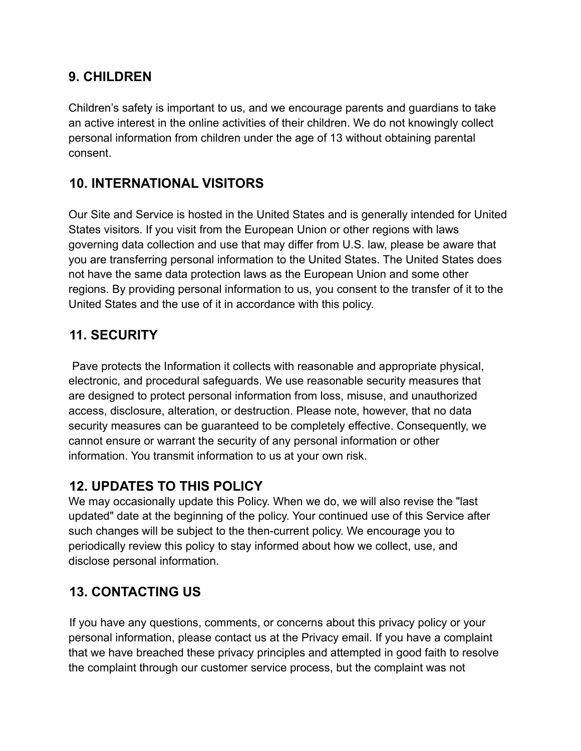## 9. CHILDREN

Children's safety is important to us, and we encourage parents and guardians to take an active interest in the online activities of their children. We do not knowingly collect personal information from children under the age of 13 without obtaining parental consent.

## 10. INTERNATIONAL VISITORS

Our Site and Service is hosted in the United States and is generally intended for United States visitors. If you visit from the European Union or other regions with laws governing data collection and use that may differ from U.S. law, please be aware that you are transferring personal information to the United States. The United States does not have the same data protection laws as the European Union and some other regions. By providing personal information to us, you consent to the transfer of it to the United States and the use of it in accordance with this policy.

## 11. SECURITY

Pave protects the Information it collects with reasonable and appropriate physical, electronic, and procedural safeguards. We use reasonable security measures that are designed to protect personal information from loss, misuse, and unauthorized access, disclosure, alteration, or destruction. Please note, however, that no data security measures can be guaranteed to be completely effective. Consequently, we cannot ensure or warrant the security of any personal information or other information. You transmit information to us at your own risk.

## 12. UPDATES TO THIS POLICY

We may occasionally update this Policy. When we do, we will also revise the "last updated" date at the beginning of the policy. Your continued use of this Service after such changes will be subject to the then-current policy. We encourage you to periodically review this policy to stay informed about how we collect, use, and disclose personal information.

## 13. CONTACTING US

If you have any questions, comments, or concerns about this privacy policy or your personal information, please contact us at the Privacy email. If you have a complaint that we have breached these privacy principles and attempted in good faith to resolve the complaint through our customer service process, but the complaint was not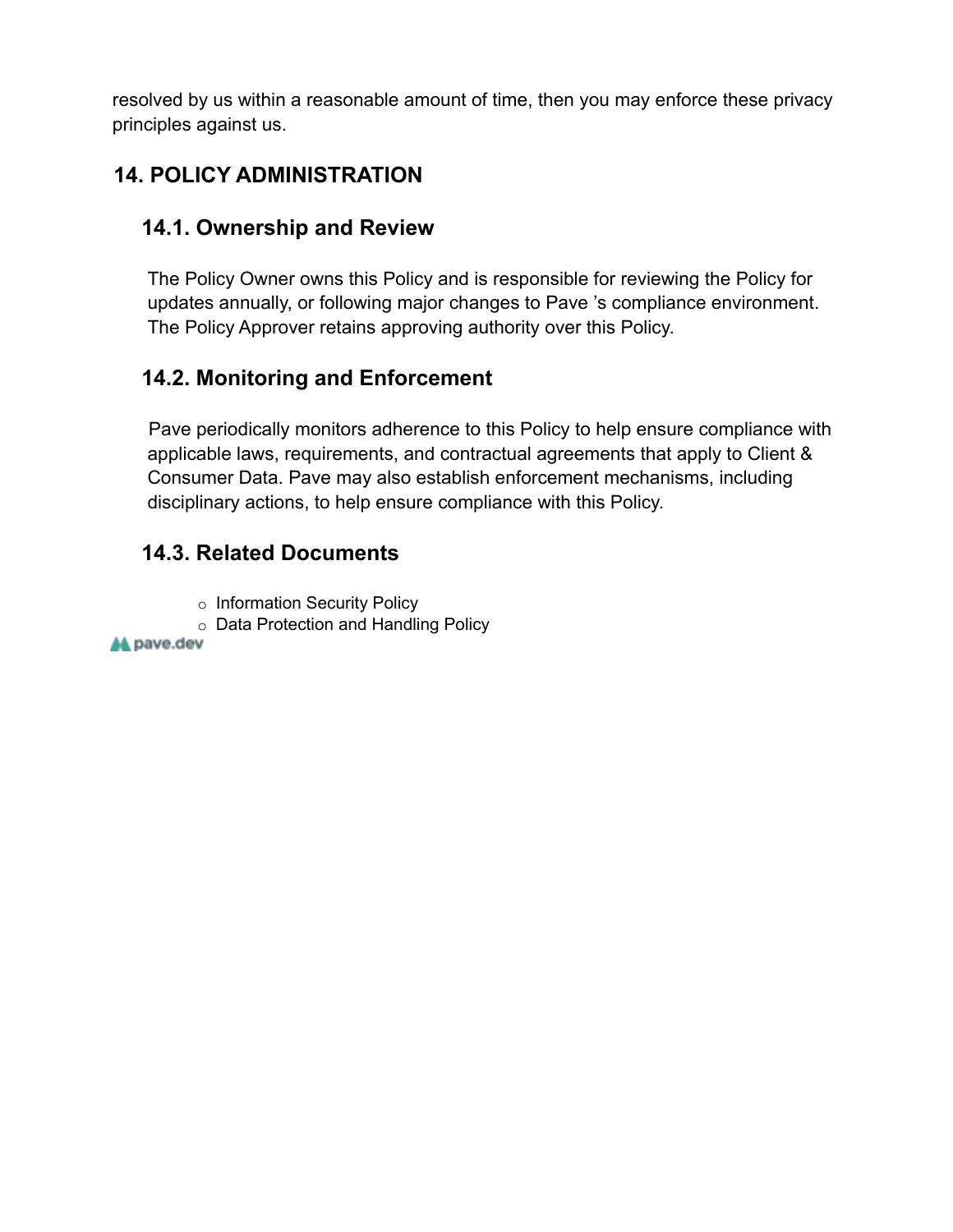resolved by us within a reasonable amount of time, then you may enforce these privacy principles against us.

## 14. POLICY ADMINISTRATION

### 14.1. Ownership and Review

The Policy Owner owns this Policy and is responsible for reviewing the Policy for updates annually, or following major changes to Pave ’s compliance environment. The Policy Approver retains approving authority over this Policy.

### 14.2. Monitoring and Enforcement

Pave periodically monitors adherence to this Policy to help ensure compliance with applicable laws, requirements, and contractual agreements that apply to Client & Consumer Data. Pave may also establish enforcement mechanisms, including disciplinary actions, to help ensure compliance with this Policy.

### 14.3. Related Documents

- Information Security Policy
- Data Protection and Handling Policy